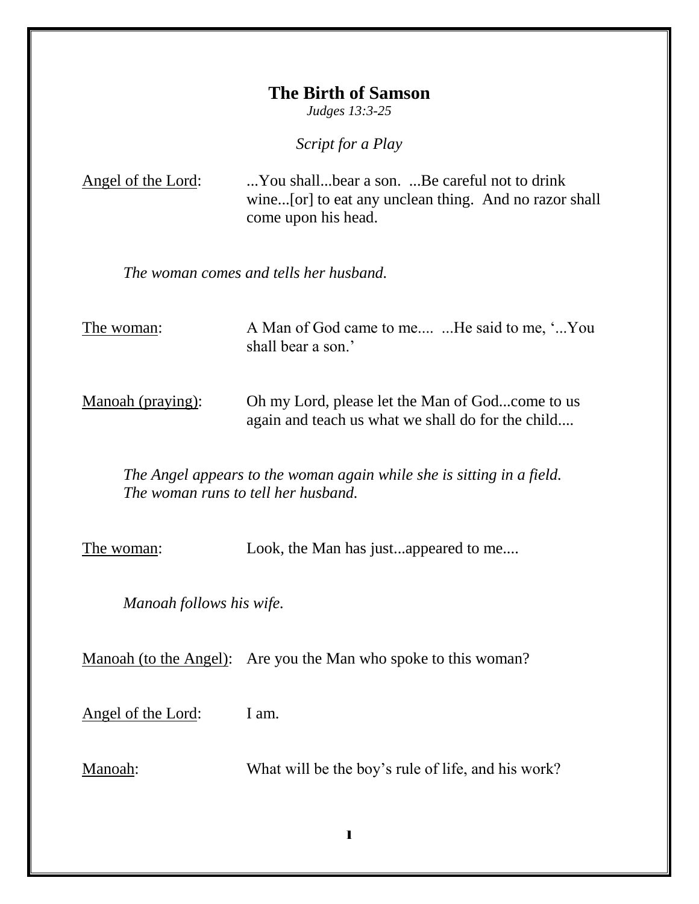# The Birth of Samson

*Judges 13:3-25*

*Script for a Play*

Angel of the Lord: ...You shall...bear a son. ...Be careful not to drink wine...[or] to eat any unclean thing. And no razor shall come upon his head.

*The woman comes and tells her husband.*

The woman: A Man of God came to me.... ...He said to me, '...You shall bear a son.'

Manoah (praying): Oh my Lord, please let the Man of God...come to us again and teach us what we shall do for the child....

*The Angel appears to the woman again while she is sitting in a field. The woman runs to tell her husband.*

The woman: Look, the Man has just...appeared to me....

*Manoah follows his wife.*

Manoah (to the Angel): Are you the Man who spoke to this woman?

Angel of the Lord: I am.

Manoah: What will be the boy's rule of life, and his work?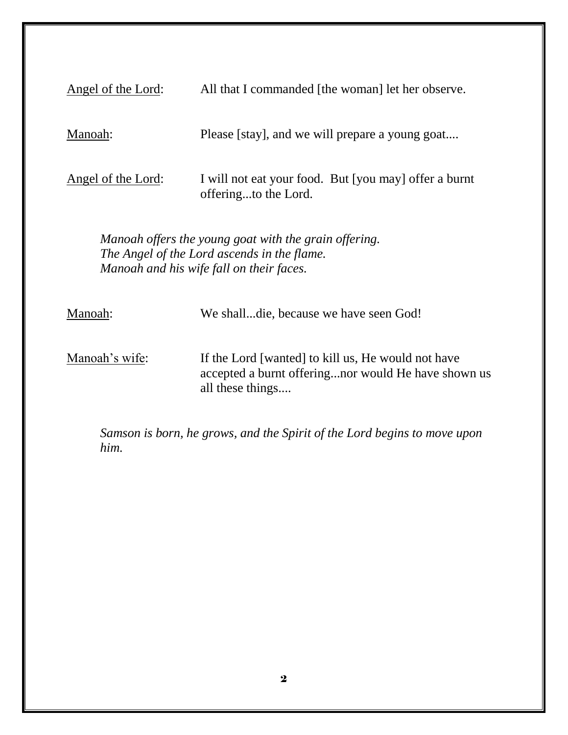<u>Angel of the Lord</u>: All that I commanded [the woman] let her observe.

<u>Manoah</u>: Please [stay], and we will prepare a young goat....

<u>Angel of the Lord</u>: I will not eat your food. But [you may] offer a burnt offering...to the Lord.

*Manoah offers the young goat with the grain offering.*
*The Angel of the Lord ascends in the flame.*
*Manoah and his wife fall on their faces.*

<u>Manoah</u>: We shall...die, because we have seen God!

<u>Manoah's wife</u>: If the Lord [wanted] to kill us, He would not have accepted a burnt offering...nor would He have shown us all these things....

*Samson is born, he grows, and the Spirit of the Lord begins to move upon him.*